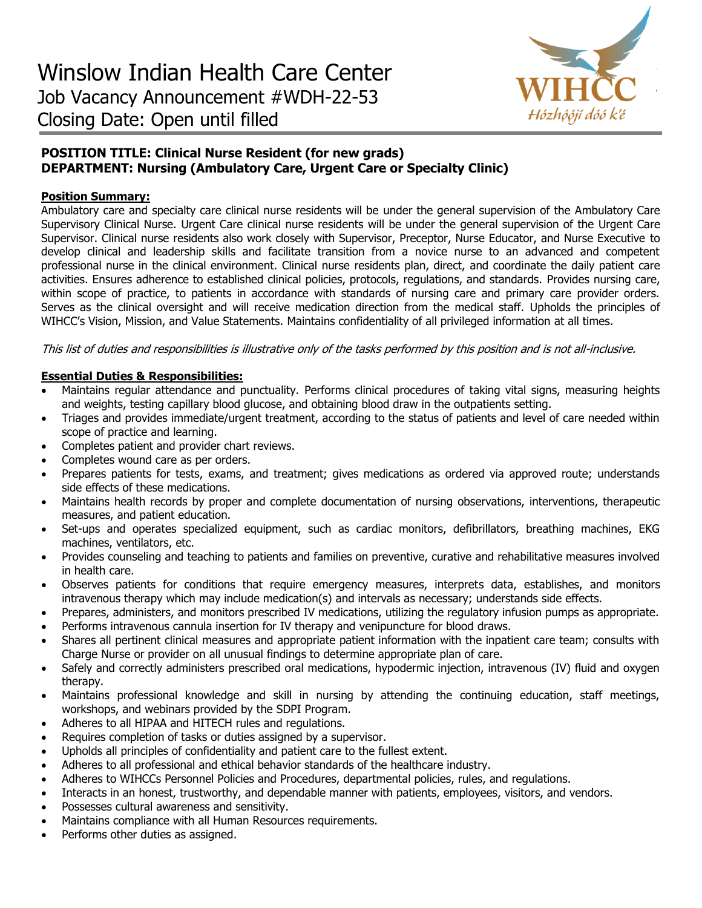# Winslow Indian Health Care Center

Job Vacancy Announcement #WDH-22-53

Closing Date: Open until filled

WIHCC
Hózhǫ́ǫ́jí dóó k'é

**POSITION TITLE: Clinical Nurse Resident (for new grads)**
**DEPARTMENT: Nursing (Ambulatory Care, Urgent Care or Specialty Clinic)**

**Position Summary:**

Ambulatory care and specialty care clinical nurse residents will be under the general supervision of the Ambulatory Care Supervisory Clinical Nurse. Urgent Care clinical nurse residents will be under the general supervision of the Urgent Care Supervisor. Clinical nurse residents also work closely with Supervisor, Preceptor, Nurse Educator, and Nurse Executive to develop clinical and leadership skills and facilitate transition from a novice nurse to an advanced and competent professional nurse in the clinical environment. Clinical nurse residents plan, direct, and coordinate the daily patient care activities. Ensures adherence to established clinical policies, protocols, regulations, and standards. Provides nursing care, within scope of practice, to patients in accordance with standards of nursing care and primary care provider orders. Serves as the clinical oversight and will receive medication direction from the medical staff. Upholds the principles of WIHCC's Vision, Mission, and Value Statements. Maintains confidentiality of all privileged information at all times.

*This list of duties and responsibilities is illustrative only of the tasks performed by this position and is not all-inclusive.*

**Essential Duties & Responsibilities:**

- Maintains regular attendance and punctuality. Performs clinical procedures of taking vital signs, measuring heights and weights, testing capillary blood glucose, and obtaining blood draw in the outpatients setting.
- Triages and provides immediate/urgent treatment, according to the status of patients and level of care needed within scope of practice and learning.
- Completes patient and provider chart reviews.
- Completes wound care as per orders.
- Prepares patients for tests, exams, and treatment; gives medications as ordered via approved route; understands side effects of these medications.
- Maintains health records by proper and complete documentation of nursing observations, interventions, therapeutic measures, and patient education.
- Set-ups and operates specialized equipment, such as cardiac monitors, defibrillators, breathing machines, EKG machines, ventilators, etc.
- Provides counseling and teaching to patients and families on preventive, curative and rehabilitative measures involved in health care.
- Observes patients for conditions that require emergency measures, interprets data, establishes, and monitors intravenous therapy which may include medication(s) and intervals as necessary; understands side effects.
- Prepares, administers, and monitors prescribed IV medications, utilizing the regulatory infusion pumps as appropriate.
- Performs intravenous cannula insertion for IV therapy and venipuncture for blood draws.
- Shares all pertinent clinical measures and appropriate patient information with the inpatient care team; consults with Charge Nurse or provider on all unusual findings to determine appropriate plan of care.
- Safely and correctly administers prescribed oral medications, hypodermic injection, intravenous (IV) fluid and oxygen therapy.
- Maintains professional knowledge and skill in nursing by attending the continuing education, staff meetings, workshops, and webinars provided by the SDPI Program.
- Adheres to all HIPAA and HITECH rules and regulations.
- Requires completion of tasks or duties assigned by a supervisor.
- Upholds all principles of confidentiality and patient care to the fullest extent.
- Adheres to all professional and ethical behavior standards of the healthcare industry.
- Adheres to WIHCCs Personnel Policies and Procedures, departmental policies, rules, and regulations.
- Interacts in an honest, trustworthy, and dependable manner with patients, employees, visitors, and vendors.
- Possesses cultural awareness and sensitivity.
- Maintains compliance with all Human Resources requirements.
- Performs other duties as assigned.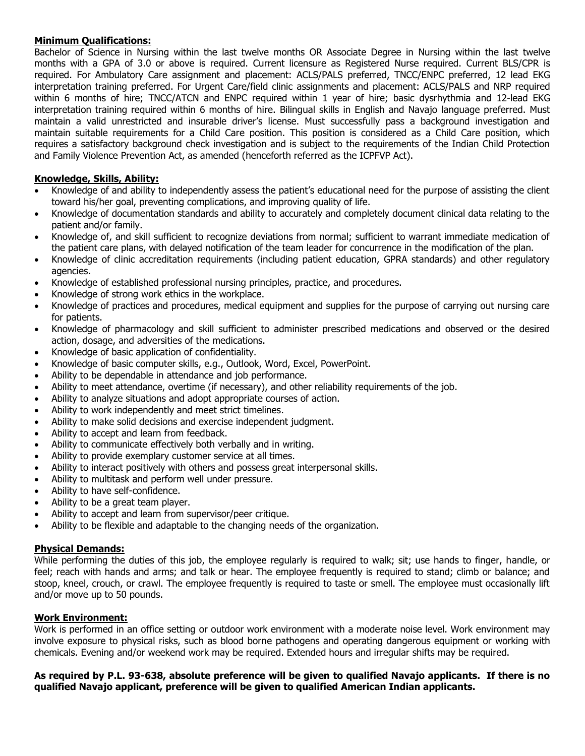## Minimum Qualifications:

Bachelor of Science in Nursing within the last twelve months OR Associate Degree in Nursing within the last twelve months with a GPA of 3.0 or above is required. Current licensure as Registered Nurse required. Current BLS/CPR is required. For Ambulatory Care assignment and placement: ACLS/PALS preferred, TNCC/ENPC preferred, 12 lead EKG interpretation training preferred. For Urgent Care/field clinic assignments and placement: ACLS/PALS and NRP required within 6 months of hire; TNCC/ATCN and ENPC required within 1 year of hire; basic dysrhythmia and 12-lead EKG interpretation training required within 6 months of hire. Bilingual skills in English and Navajo language preferred. Must maintain a valid unrestricted and insurable driver's license. Must successfully pass a background investigation and maintain suitable requirements for a Child Care position. This position is considered as a Child Care position, which requires a satisfactory background check investigation and is subject to the requirements of the Indian Child Protection and Family Violence Prevention Act, as amended (henceforth referred as the ICPFVP Act).

## Knowledge, Skills, Ability:

- Knowledge of and ability to independently assess the patient's educational need for the purpose of assisting the client toward his/her goal, preventing complications, and improving quality of life.
- Knowledge of documentation standards and ability to accurately and completely document clinical data relating to the patient and/or family.
- Knowledge of, and skill sufficient to recognize deviations from normal; sufficient to warrant immediate medication of the patient care plans, with delayed notification of the team leader for concurrence in the modification of the plan.
- Knowledge of clinic accreditation requirements (including patient education, GPRA standards) and other regulatory agencies.
- Knowledge of established professional nursing principles, practice, and procedures.
- Knowledge of strong work ethics in the workplace.
- Knowledge of practices and procedures, medical equipment and supplies for the purpose of carrying out nursing care for patients.
- Knowledge of pharmacology and skill sufficient to administer prescribed medications and observed or the desired action, dosage, and adversities of the medications.
- Knowledge of basic application of confidentiality.
- Knowledge of basic computer skills, e.g., Outlook, Word, Excel, PowerPoint.
- Ability to be dependable in attendance and job performance.
- Ability to meet attendance, overtime (if necessary), and other reliability requirements of the job.
- Ability to analyze situations and adopt appropriate courses of action.
- Ability to work independently and meet strict timelines.
- Ability to make solid decisions and exercise independent judgment.
- Ability to accept and learn from feedback.
- Ability to communicate effectively both verbally and in writing.
- Ability to provide exemplary customer service at all times.
- Ability to interact positively with others and possess great interpersonal skills.
- Ability to multitask and perform well under pressure.
- Ability to have self-confidence.
- Ability to be a great team player.
- Ability to accept and learn from supervisor/peer critique.
- Ability to be flexible and adaptable to the changing needs of the organization.

## Physical Demands:

While performing the duties of this job, the employee regularly is required to walk; sit; use hands to finger, handle, or feel; reach with hands and arms; and talk or hear. The employee frequently is required to stand; climb or balance; and stoop, kneel, crouch, or crawl. The employee frequently is required to taste or smell. The employee must occasionally lift and/or move up to 50 pounds.

## Work Environment:

Work is performed in an office setting or outdoor work environment with a moderate noise level. Work environment may involve exposure to physical risks, such as blood borne pathogens and operating dangerous equipment or working with chemicals. Evening and/or weekend work may be required. Extended hours and irregular shifts may be required.

**As required by P.L. 93-638, absolute preference will be given to qualified Navajo applicants. If there is no qualified Navajo applicant, preference will be given to qualified American Indian applicants.**